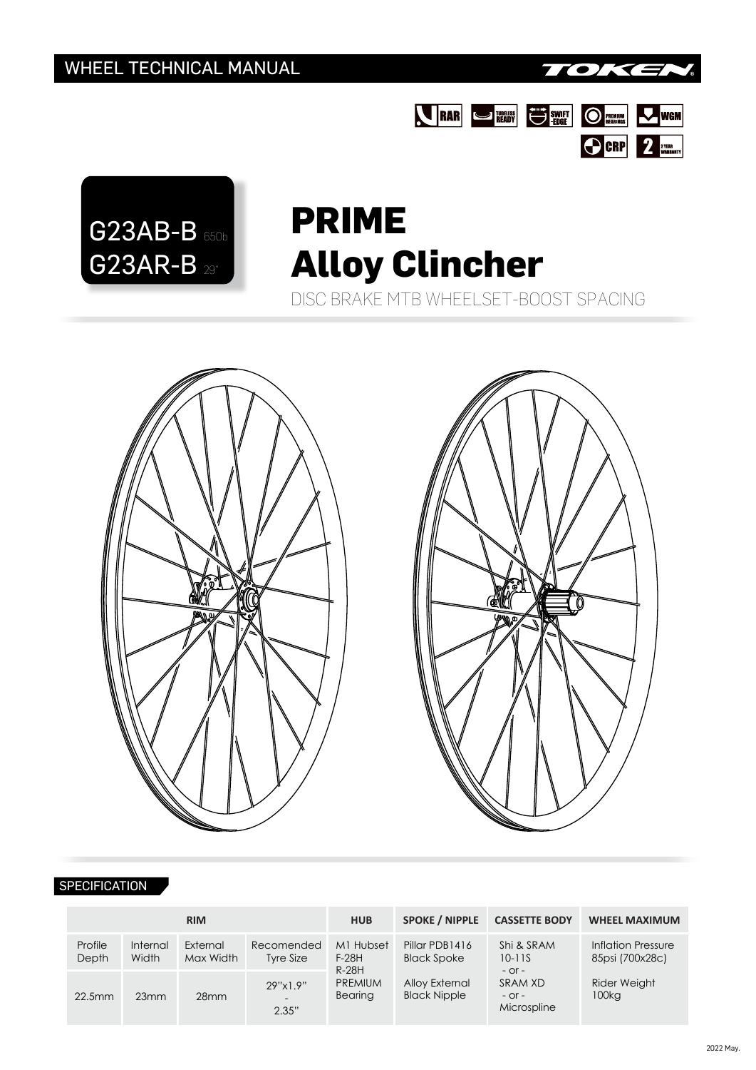WHEEL TECHNICAL MANUAL

TOKEN

RAR | TUBELESS READY | SWIFT-EDGE | PREMIUM BEARINGS | WGM | CRP | 2 YEAR WARRANTY

G23AB-B 650b
G23AR-B 29"

# PRIME Alloy Clincher

DISC BRAKE MTB WHEELSET-BOOST SPACING

## SPECIFICATION

| RIM | | | | HUB | SPOKE / NIPPLE | CASSETTE BODY | WHEEL MAXIMUM |
|---|---|---|---|---|---|---|---|
| Profile Depth | Internal Width | External Max Width | Recomended Tyre Size | M1 Hubset F-28H R-28H PREMIUM Bearing | Pillar PDB1416 Black Spoke<br><br>Alloy External Black Nipple | Shi & SRAM 10-11S - or - SRAM XD - or - Microspline | Inflation Pressure 85psi (700x28c)<br><br>Rider Weight 100kg |
| 22.5mm | 23mm | 28mm | 29"x1.9" - 2.35" | | | | |

2022 May.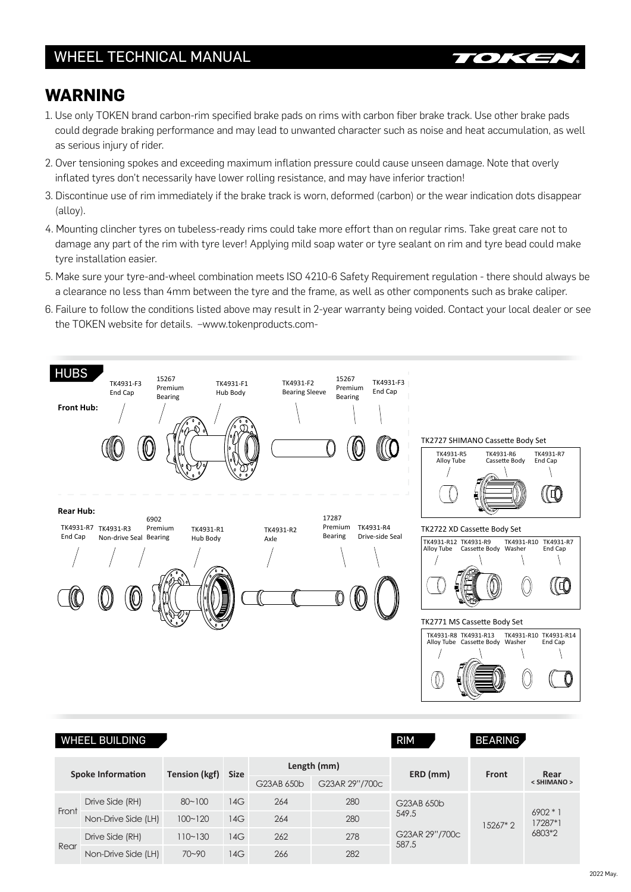# WHEEL TECHNICAL MANUAL

TOKEN

## WARNING

1. Use only TOKEN brand carbon-rim specified brake pads on rims with carbon fiber brake track. Use other brake pads could degrade braking performance and may lead to unwanted character such as noise and heat accumulation, as well as serious injury of rider.
2. Over tensioning spokes and exceeding maximum inflation pressure could cause unseen damage. Note that overly inflated tyres don't necessarily have lower rolling resistance, and may have inferior traction!
3. Discontinue use of rim immediately if the brake track is worn, deformed (carbon) or the wear indication dots disappear (alloy).
4. Mounting clincher tyres on tubeless-ready rims could take more effort than on regular rims. Take great care not to damage any part of the rim with tyre lever! Applying mild soap water or tyre sealant on rim and tyre bead could make tyre installation easier.
5. Make sure your tyre-and-wheel combination meets ISO 4210-6 Safety Requirement regulation - there should always be a clearance no less than 4mm between the tyre and the frame, as well as other components such as brake caliper.
6. Failure to follow the conditions listed above may result in 2-year warranty being voided. Contact your local dealer or see the TOKEN website for details. –www.tokenproducts.com-

## HUBS

**Front Hub:**

TK4931-F3 End Cap
15267 Premium Bearing
TK4931-F1 Hub Body
TK4931-F2 Bearing Sleeve
15267 Premium Bearing
TK4931-F3 End Cap

**Rear Hub:**

TK4931-R7 End Cap
TK4931-R3 Non-drive Seal
6902 Premium Bearing
TK4931-R1 Hub Body
TK4931-R2 Axle
17287 Premium Bearing
TK4931-R4 Drive-side Seal

TK2727 SHIMANO Cassette Body Set

TK4931-R5 Alloy Tube
TK4931-R6 Cassette Body
TK4931-R7 End Cap

TK2722 XD Cassette Body Set

TK4931-R12 Alloy Tube
TK4931-R9 Cassette Body
TK4931-R10 Washer
TK4931-R7 End Cap

TK2771 MS Cassette Body Set

TK4931-R8 Alloy Tube
TK4931-R13 Cassette Body
TK4931-R10 Washer
TK4931-R14 End Cap

## WHEEL BUILDING / RIM / BEARING

| Spoke Information | | Tension (kgf) | Size | Length (mm) | | ERD (mm) | Bearing Front | Bearing Rear < SHIMANO > |
|---|---|---|---|---|---|---|---|---|
| | | | | G23AB 650b | G23AR 29"/700c | | | |
| Front | Drive Side (RH) | 80~100 | 14G | 264 | 280 | G23AB 650b 549.5 | 15267* 2 | 6902 * 1 17287*1 6803*2 |
| | Non-Drive Side (LH) | 100~120 | 14G | 264 | 280 | | | |
| Rear | Drive Side (RH) | 110~130 | 14G | 262 | 278 | G23AR 29"/700c 587.5 | | |
| | Non-Drive Side (LH) | 70~90 | 14G | 266 | 282 | | | |

2022 May.